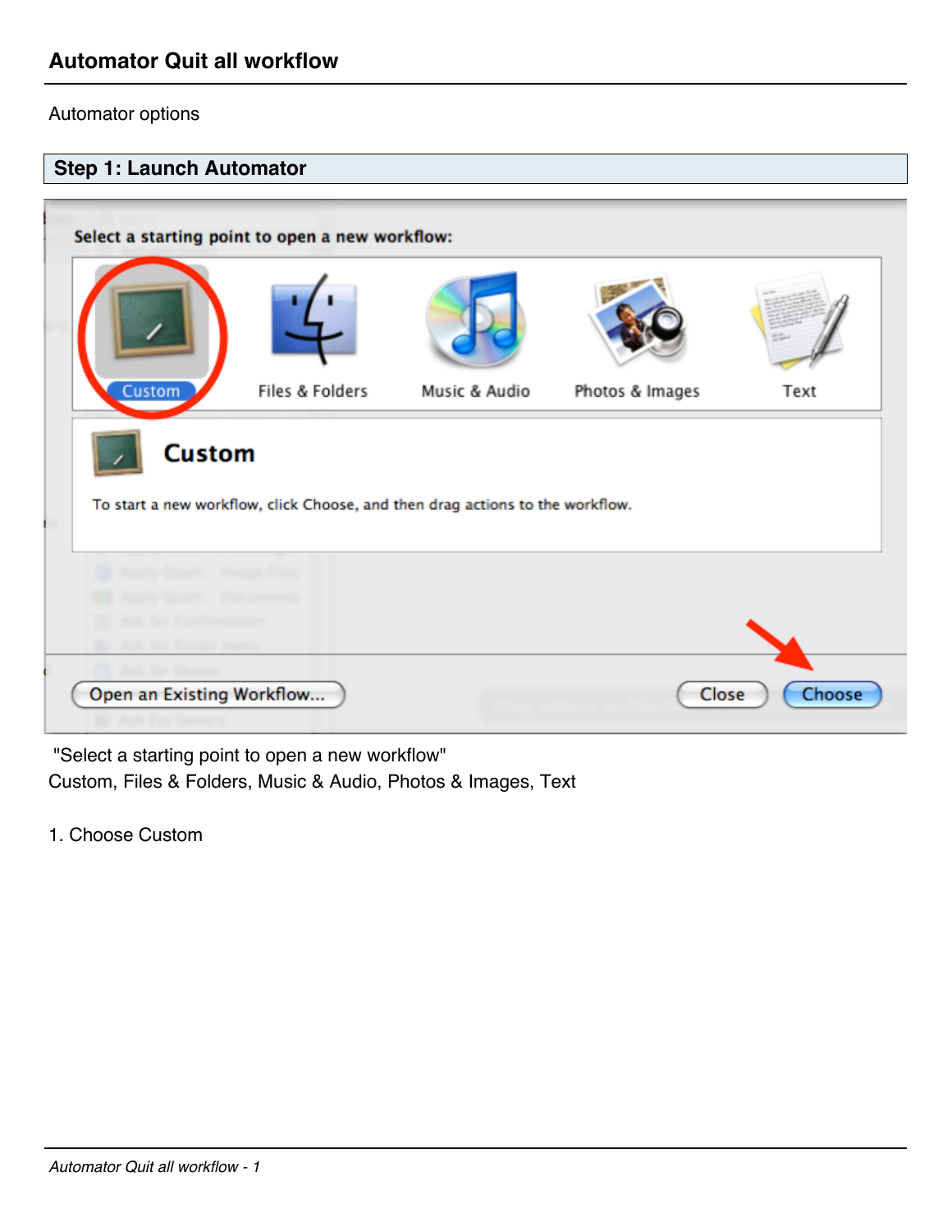## Automator Quit all workflow

Automator options

### Step 1: Launch Automator

"Select a starting point to open a new workflow"
Custom, Files & Folders, Music & Audio, Photos & Images, Text

1. Choose Custom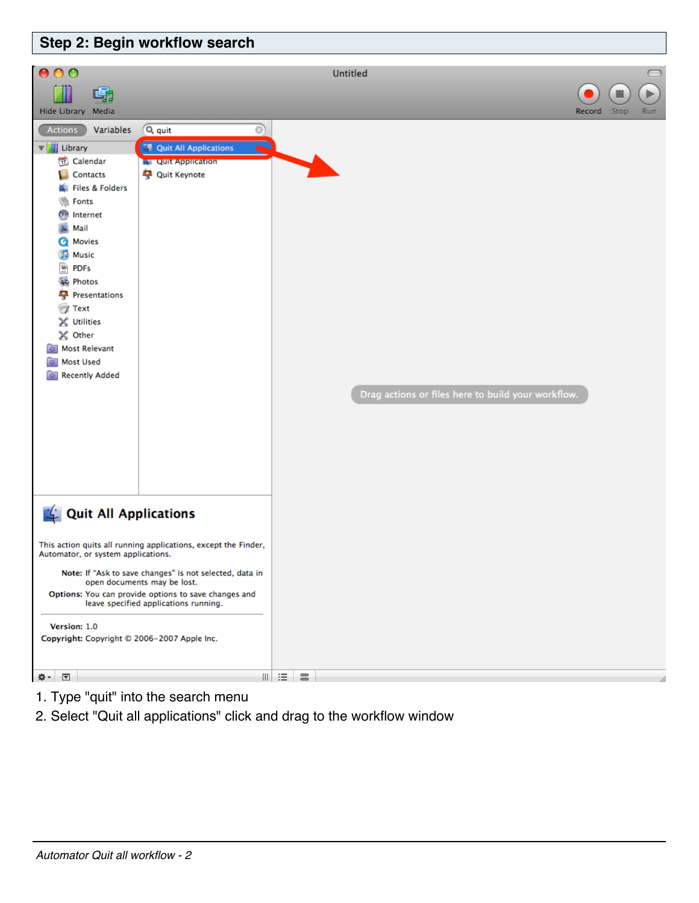## Step 2: Begin workflow search

1. Type "quit" into the search menu
2. Select "Quit all applications" click and drag to the workflow window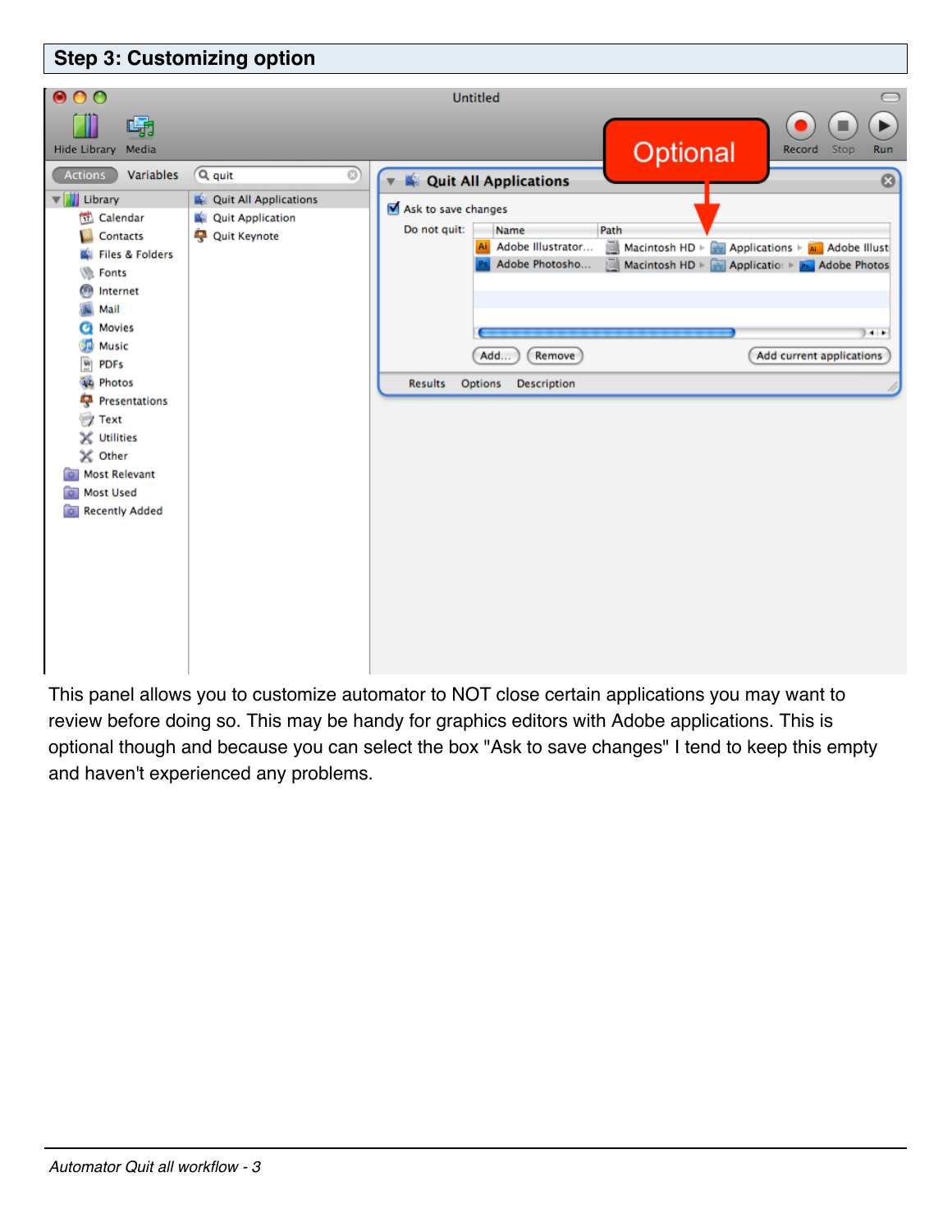## Step 3: Customizing option

This panel allows you to customize automator to NOT close certain applications you may want to review before doing so. This may be handy for graphics editors with Adobe applications. This is optional though and because you can select the box "Ask to save changes" I tend to keep this empty and haven't experienced any problems.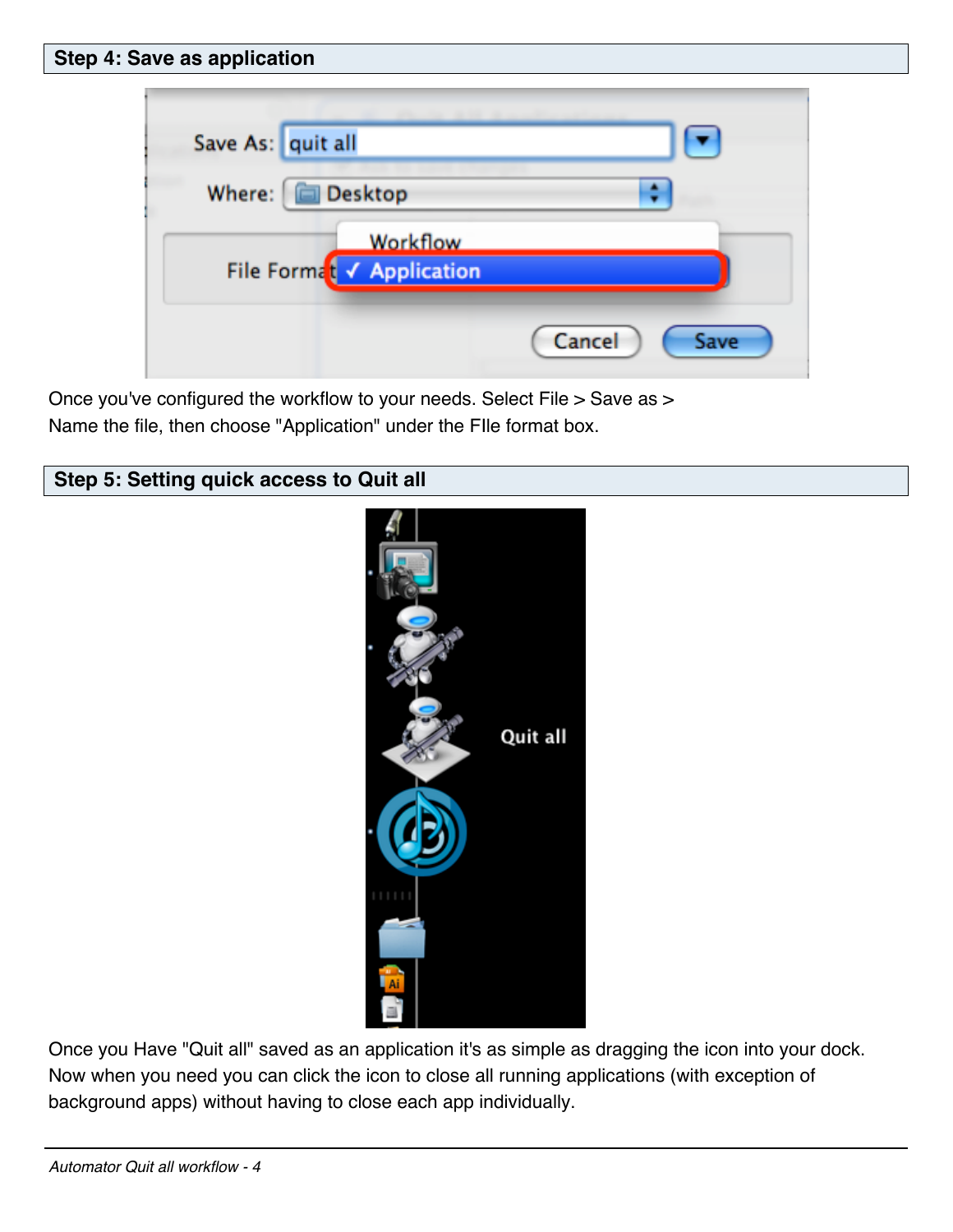## Step 4: Save as application

Once you've configured the workflow to your needs. Select File > Save as >
Name the file, then choose "Application" under the FIle format box.

## Step 5: Setting quick access to Quit all

Once you Have "Quit all" saved as an application it's as simple as dragging the icon into your dock. Now when you need you can click the icon to close all running applications (with exception of background apps) without having to close each app individually.